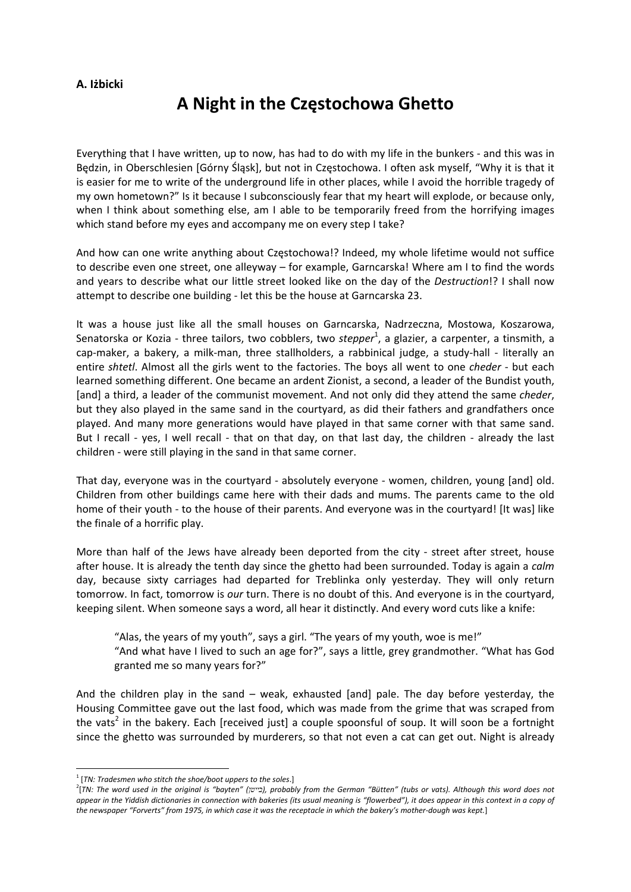**A. Iżbicki**

# A Night in the Częstochowa Ghetto

Everything that I have written, up to now, has had to do with my life in the bunkers - and this was in Będzin, in Oberschlesien [Górny Śląsk], but not in Częstochowa. I often ask myself, "Why it is that it is easier for me to write of the underground life in other places, while I avoid the horrible tragedy of my own hometown?" Is it because I subconsciously fear that my heart will explode, or because only, when I think about something else, am I able to be temporarily freed from the horrifying images which stand before my eyes and accompany me on every step I take?

And how can one write anything about Częstochowa!? Indeed, my whole lifetime would not suffice to describe even one street, one alleyway – for example, Garncarska! Where am I to find the words and years to describe what our little street looked like on the day of the *Destruction*!? I shall now attempt to describe one building - let this be the house at Garncarska 23.

It was a house just like all the small houses on Garncarska, Nadrzeczna, Mostowa, Koszarowa, Senatorska or Kozia - three tailors, two cobblers, two *stepper*[1], a glazier, a carpenter, a tinsmith, a cap-maker, a bakery, a milk-man, three stallholders, a rabbinical judge, a study-hall - literally an entire *shtetl*. Almost all the girls went to the factories. The boys all went to one *cheder* - but each learned something different. One became an ardent Zionist, a second, a leader of the Bundist youth, [and] a third, a leader of the communist movement. And not only did they attend the same *cheder*, but they also played in the same sand in the courtyard, as did their fathers and grandfathers once played. And many more generations would have played in that same corner with that same sand. But I recall - yes, I well recall - that on that day, on that last day, the children - already the last children - were still playing in the sand in that same corner.

That day, everyone was in the courtyard - absolutely everyone - women, children, young [and] old. Children from other buildings came here with their dads and mums. The parents came to the old home of their youth - to the house of their parents. And everyone was in the courtyard! [It was] like the finale of a horrific play.

More than half of the Jews have already been deported from the city - street after street, house after house. It is already the tenth day since the ghetto had been surrounded. Today is again a *calm* day, because sixty carriages had departed for Treblinka only yesterday. They will only return tomorrow. In fact, tomorrow is *our* turn. There is no doubt of this. And everyone is in the courtyard, keeping silent. When someone says a word, all hear it distinctly. And every word cuts like a knife:

> "Alas, the years of my youth", says a girl. "The years of my youth, woe is me!"
> "And what have I lived to such an age for?", says a little, grey grandmother. "What has God granted me so many years for?"

And the children play in the sand – weak, exhausted [and] pale. The day before yesterday, the Housing Committee gave out the last food, which was made from the grime that was scraped from the vats[2] in the bakery. Each [received just] a couple spoonsful of soup. It will soon be a fortnight since the ghetto was surrounded by murderers, so that not even a cat can get out. Night is already

---

[1] [*TN: Tradesmen who stitch the shoe/boot uppers to the soles*.]

[2] [*TN: The word used in the original is "bayten" (בייטן), probably from the German "Bütten" (tubs or vats). Although this word does not appear in the Yiddish dictionaries in connection with bakeries (its usual meaning is "flowerbed"), it does appear in this context in a copy of the newspaper "Forverts" from 1975, in which case it was the receptacle in which the bakery's mother-dough was kept.*]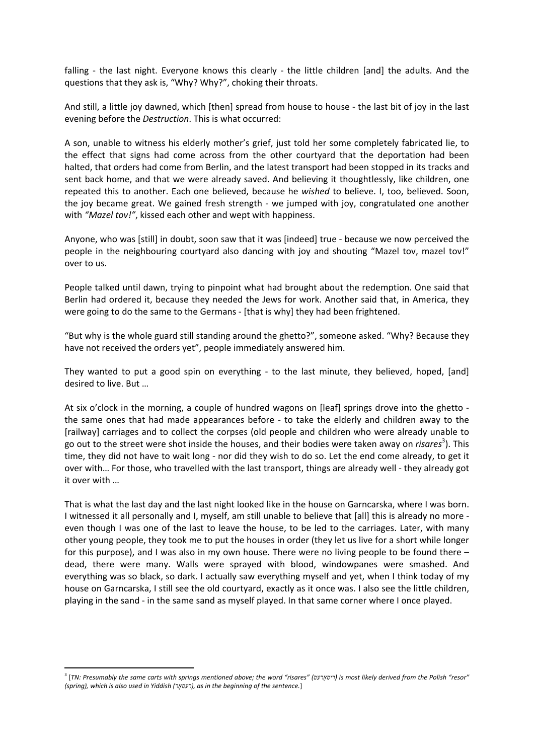falling - the last night. Everyone knows this clearly - the little children [and] the adults. And the questions that they ask is, "Why? Why?", choking their throats.

And still, a little joy dawned, which [then] spread from house to house - the last bit of joy in the last evening before the *Destruction*. This is what occurred:

A son, unable to witness his elderly mother's grief, just told her some completely fabricated lie, to the effect that signs had come across from the other courtyard that the deportation had been halted, that orders had come from Berlin, and the latest transport had been stopped in its tracks and sent back home, and that we were already saved. And believing it thoughtlessly, like children, one repeated this to another. Each one believed, because he *wished* to believe. I, too, believed. Soon, the joy became great. We gained fresh strength - we jumped with joy, congratulated one another with *"Mazel tov!"*, kissed each other and wept with happiness.

Anyone, who was [still] in doubt, soon saw that it was [indeed] true - because we now perceived the people in the neighbouring courtyard also dancing with joy and shouting "Mazel tov, mazel tov!" over to us.

People talked until dawn, trying to pinpoint what had brought about the redemption. One said that Berlin had ordered it, because they needed the Jews for work. Another said that, in America, they were going to do the same to the Germans - [that is why] they had been frightened.

"But why is the whole guard still standing around the ghetto?", someone asked. "Why? Because they have not received the orders yet", people immediately answered him.

They wanted to put a good spin on everything - to the last minute, they believed, hoped, [and] desired to live. But …

At six o'clock in the morning, a couple of hundred wagons on [leaf] springs drove into the ghetto - the same ones that had made appearances before - to take the elderly and children away to the [railway] carriages and to collect the corpses (old people and children who were already unable to go out to the street were shot inside the houses, and their bodies were taken away on *risares*[3]). This time, they did not have to wait long - nor did they wish to do so. Let the end come already, to get it over with… For those, who travelled with the last transport, things are already well - they already got it over with …

That is what the last day and the last night looked like in the house on Garncarska, where I was born. I witnessed it all personally and I, myself, am still unable to believe that [all] this is already no more - even though I was one of the last to leave the house, to be led to the carriages. Later, with many other young people, they took me to put the houses in order (they let us live for a short while longer for this purpose), and I was also in my own house. There were no living people to be found there – dead, there were many. Walls were sprayed with blood, windowpanes were smashed. And everything was so black, so dark. I actually saw everything myself and yet, when I think today of my house on Garncarska, I still see the old courtyard, exactly as it once was. I also see the little children, playing in the sand - in the same sand as myself played. In that same corner where I once played.

---

[3] [*TN: Presumably the same carts with springs mentioned above; the word "risares" (ריסאָרעס) is most likely derived from the Polish "resor" (spring), which is also used in Yiddish (רעסאָר), as in the beginning of the sentence.*]